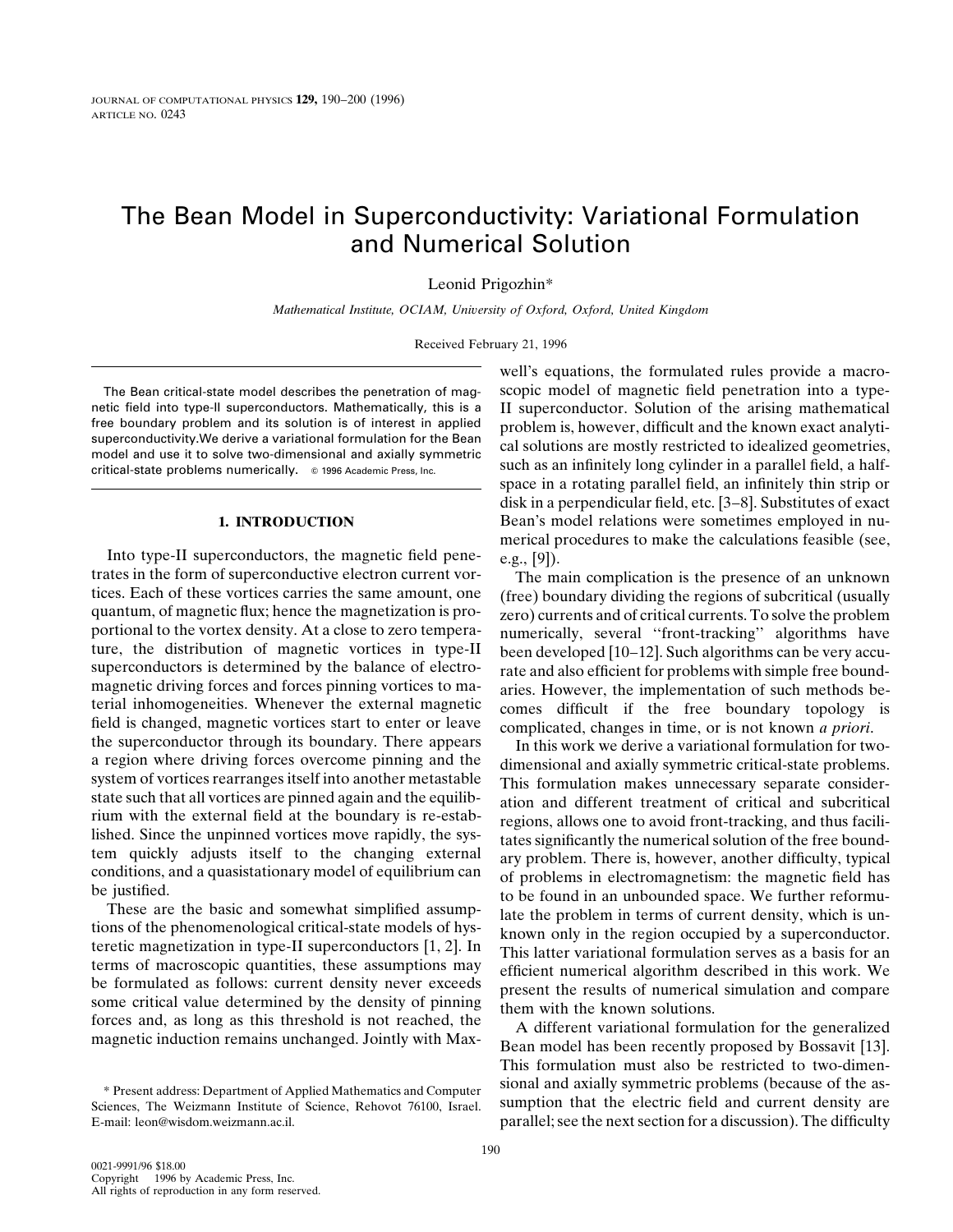# The Bean Model in Superconductivity: Variational Formulation and Numerical Solution

Leonid Prigozhin*

*Mathematical Institute, OCIAM, University of Oxford, Oxford, United Kingdom*

Received February 21, 1996

The Bean critical-state model describes the penetration of magnetic field into type-II superconductors. Mathematically, this is a free boundary problem and its solution is of interest in applied superconductivity. We derive a variational formulation for the Bean model and use it to solve two-dimensional and axially symmetric critical-state problems numerically. © 1996 Academic Press, Inc.

## 1. INTRODUCTION

Into type-II superconductors, the magnetic field penetrates in the form of superconductive electron current vortices. Each of these vortices carries the same amount, one quantum, of magnetic flux; hence the magnetization is proportional to the vortex density. At a close to zero temperature, the distribution of magnetic vortices in type-II superconductors is determined by the balance of electromagnetic driving forces and forces pinning vortices to material inhomogeneities. Whenever the external magnetic field is changed, magnetic vortices start to enter or leave the superconductor through its boundary. There appears a region where driving forces overcome pinning and the system of vortices rearranges itself into another metastable state such that all vortices are pinned again and the equilibrium with the external field at the boundary is re-established. Since the unpinned vortices move rapidly, the system quickly adjusts itself to the changing external conditions, and a quasistationary model of equilibrium can be justified.

These are the basic and somewhat simplified assumptions of the phenomenological critical-state models of hysteretic magnetization in type-II superconductors [1, 2]. In terms of macroscopic quantities, these assumptions may be formulated as follows: current density never exceeds some critical value determined by the density of pinning forces and, as long as this threshold is not reached, the magnetic induction remains unchanged. Jointly with Maxwell's equations, the formulated rules provide a macroscopic model of magnetic field penetration into a type-II superconductor. Solution of the arising mathematical problem is, however, difficult and the known exact analytical solutions are mostly restricted to idealized geometries, such as an infinitely long cylinder in a parallel field, a half-space in a rotating parallel field, an infinitely thin strip or disk in a perpendicular field, etc. [3–8]. Substitutes of exact Bean's model relations were sometimes employed in numerical procedures to make the calculations feasible (see, e.g., [9]).

The main complication is the presence of an unknown (free) boundary dividing the regions of subcritical (usually zero) currents and of critical currents. To solve the problem numerically, several "front-tracking" algorithms have been developed [10–12]. Such algorithms can be very accurate and also efficient for problems with simple free boundaries. However, the implementation of such methods becomes difficult if the free boundary topology is complicated, changes in time, or is not known *a priori*.

In this work we derive a variational formulation for two-dimensional and axially symmetric critical-state problems. This formulation makes unnecessary separate consideration and different treatment of critical and subcritical regions, allows one to avoid front-tracking, and thus facilitates significantly the numerical solution of the free boundary problem. There is, however, another difficulty, typical of problems in electromagnetism: the magnetic field has to be found in an unbounded space. We further reformulate the problem in terms of current density, which is unknown only in the region occupied by a superconductor. This latter variational formulation serves as a basis for an efficient numerical algorithm described in this work. We present the results of numerical simulation and compare them with the known solutions.

A different variational formulation for the generalized Bean model has been recently proposed by Bossavit [13]. This formulation must also be restricted to two-dimensional and axially symmetric problems (because of the assumption that the electric field and current density are parallel; see the next section for a discussion). The difficulty

* Present address: Department of Applied Mathematics and Computer Sciences, The Weizmann Institute of Science, Rehovot 76100, Israel. E-mail: leon@wisdom.weizmann.ac.il.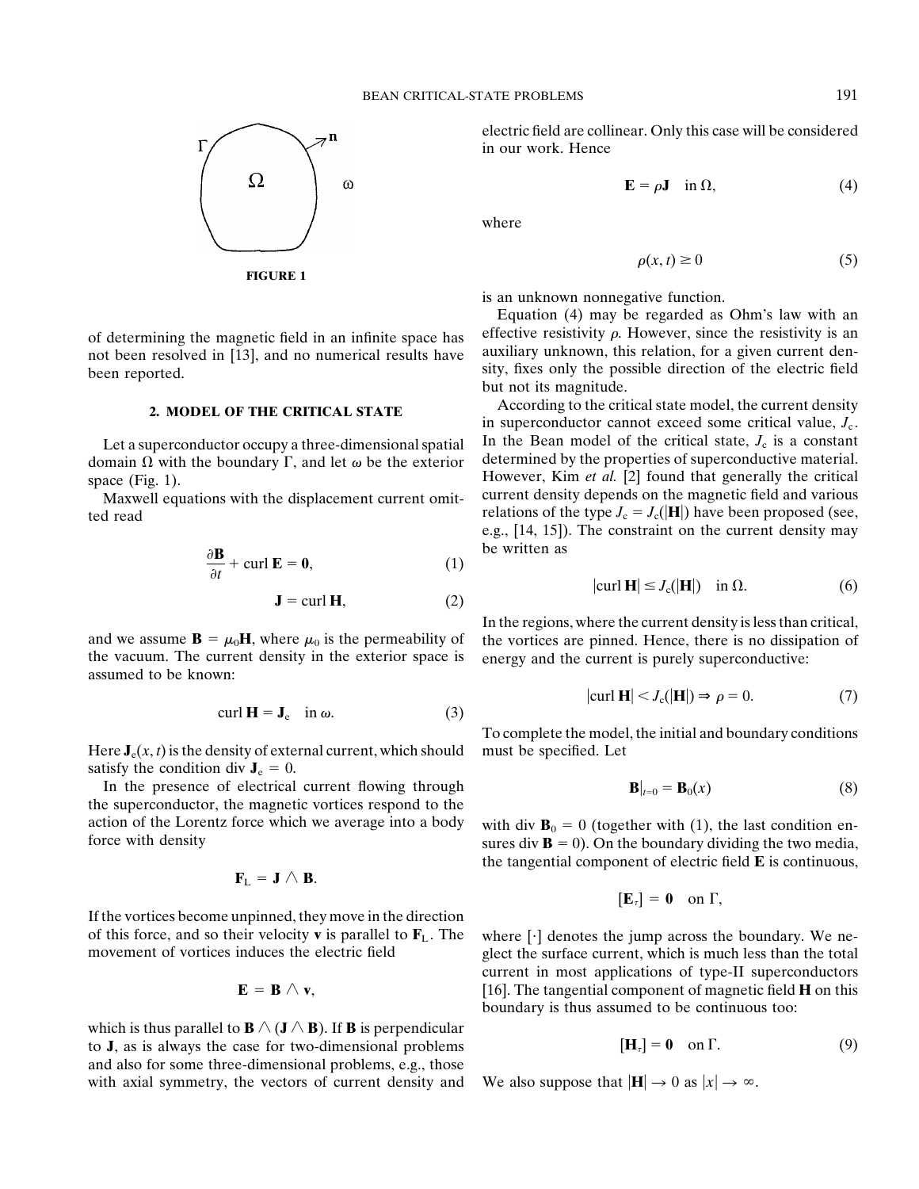of determining the magnetic field in an infinite space has not been resolved in [13], and no numerical results have been reported.

FIGURE 1

## 2. MODEL OF THE CRITICAL STATE

Let a superconductor occupy a three-dimensional spatial domain $\Omega$ with the boundary $\Gamma$, and let $\omega$ be the exterior space (Fig. 1).

Maxwell equations with the displacement current omitted read

$$\frac{\partial \mathbf{B}}{\partial t} + \operatorname{curl} \mathbf{E} = \mathbf{0}, \tag{1}$$

$$\mathbf{J} = \operatorname{curl} \mathbf{H}, \tag{2}$$

and we assume $\mathbf{B} = \mu_0 \mathbf{H}$, where $\mu_0$ is the permeability of the vacuum. The current density in the exterior space is assumed to be known:

$$\operatorname{curl} \mathbf{H} = \mathbf{J}_e \quad \text{in } \omega. \tag{3}$$

Here $\mathbf{J}_e(x, t)$ is the density of external current, which should satisfy the condition $\operatorname{div} \mathbf{J}_e = 0$.

In the presence of electrical current flowing through the superconductor, the magnetic vortices respond to the action of the Lorentz force which we average into a body force with density

$$\mathbf{F}_L = \mathbf{J} \wedge \mathbf{B}.$$

If the vortices become unpinned, they move in the direction of this force, and so their velocity $\mathbf{v}$ is parallel to $\mathbf{F}_L$. The movement of vortices induces the electric field

$$\mathbf{E} = \mathbf{B} \wedge \mathbf{v},$$

which is thus parallel to $\mathbf{B} \wedge (\mathbf{J} \wedge \mathbf{B})$. If $\mathbf{B}$ is perpendicular to $\mathbf{J}$, as is always the case for two-dimensional problems and also for some three-dimensional problems, e.g., those with axial symmetry, the vectors of current density and electric field are collinear. Only this case will be considered in our work. Hence

$$\mathbf{E} = \rho \mathbf{J} \quad \text{in } \Omega, \tag{4}$$

where

$$\rho(x, t) \geq 0 \tag{5}$$

is an unknown nonnegative function.

Equation (4) may be regarded as Ohm's law with an effective resistivity $\rho$. However, since the resistivity is an auxiliary unknown, this relation, for a given current density, fixes only the possible direction of the electric field but not its magnitude.

According to the critical state model, the current density in superconductor cannot exceed some critical value, $J_c$. In the Bean model of the critical state, $J_c$ is a constant determined by the properties of superconductive material. However, Kim *et al.* [2] found that generally the critical current density depends on the magnetic field and various relations of the type $J_c = J_c(|\mathbf{H}|)$ have been proposed (see, e.g., [14, 15]). The constraint on the current density may be written as

$$|\operatorname{curl} \mathbf{H}| \leq J_c(|\mathbf{H}|) \quad \text{in } \Omega. \tag{6}$$

In the regions, where the current density is less than critical, the vortices are pinned. Hence, there is no dissipation of energy and the current is purely superconductive:

$$|\operatorname{curl} \mathbf{H}| < J_c(|\mathbf{H}|) \Rightarrow \rho = 0. \tag{7}$$

To complete the model, the initial and boundary conditions must be specified. Let

$$\mathbf{B}|_{t=0} = \mathbf{B}_0(x) \tag{8}$$

with $\operatorname{div} \mathbf{B}_0 = 0$ (together with (1), the last condition ensures $\operatorname{div} \mathbf{B} = 0$). On the boundary dividing the two media, the tangential component of electric field $\mathbf{E}$ is continuous,

$$[\mathbf{E}_\tau] = \mathbf{0} \quad \text{on } \Gamma,$$

where $[\cdot]$ denotes the jump across the boundary. We neglect the surface current, which is much less than the total current in most applications of type-II superconductors [16]. The tangential component of magnetic field $\mathbf{H}$ on this boundary is thus assumed to be continuous too:

$$[\mathbf{H}_\tau] = \mathbf{0} \quad \text{on } \Gamma. \tag{9}$$

We also suppose that $|\mathbf{H}| \to 0$ as $|x| \to \infty$.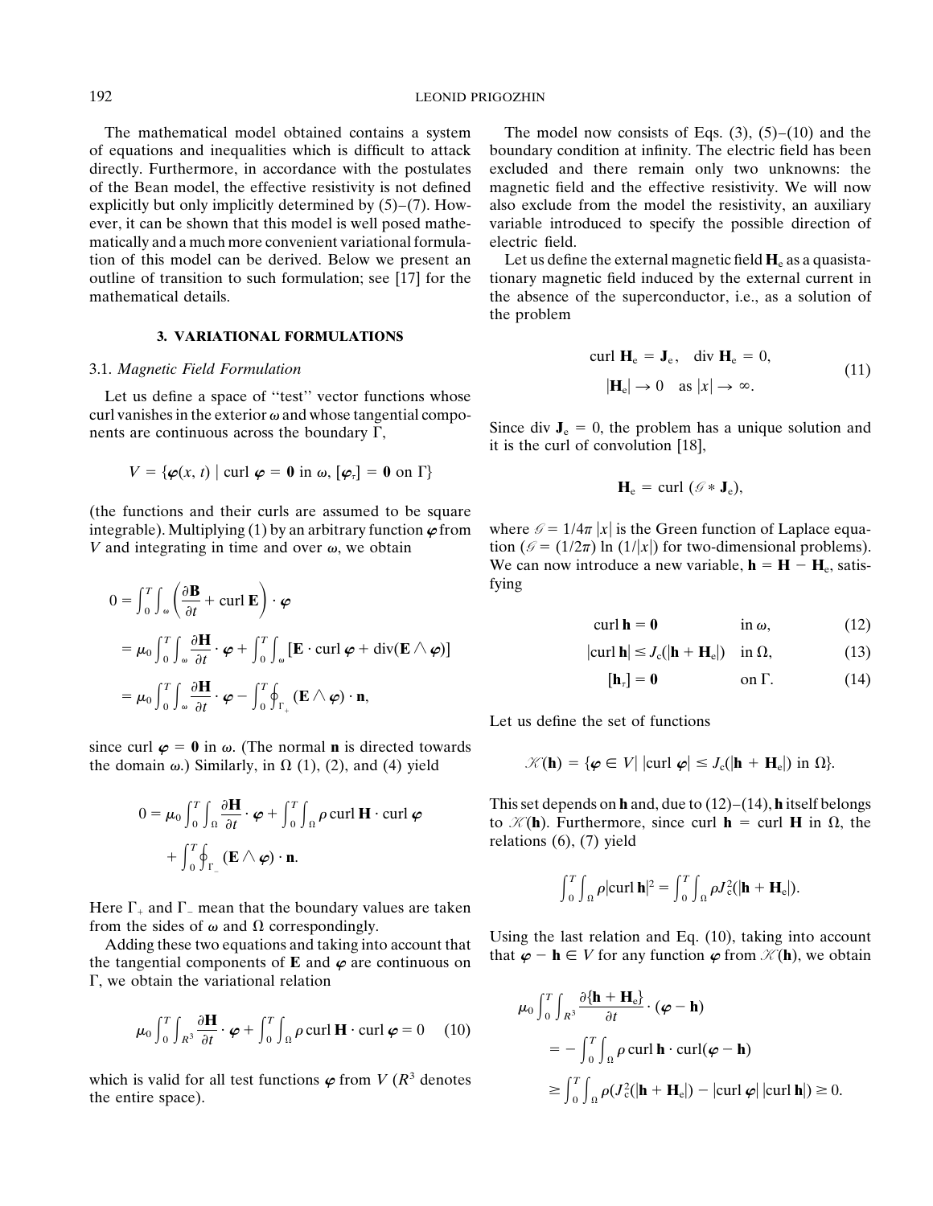The mathematical model obtained contains a system of equations and inequalities which is difficult to attack directly. Furthermore, in accordance with the postulates of the Bean model, the effective resistivity is not defined explicitly but only implicitly determined by (5)–(7). However, it can be shown that this model is well posed mathematically and a much more convenient variational formulation of this model can be derived. Below we present an outline of transition to such formulation; see [17] for the mathematical details.

## 3. VARIATIONAL FORMULATIONS

### 3.1. *Magnetic Field Formulation*

Let us define a space of "test" vector functions whose curl vanishes in the exterior $\omega$ and whose tangential components are continuous across the boundary $\Gamma$,

$$V = \{\boldsymbol{\varphi}(x, t) \mid \operatorname{curl} \boldsymbol{\varphi} = \mathbf{0} \text{ in } \omega, [\boldsymbol{\varphi}_\tau] = \mathbf{0} \text{ on } \Gamma\}$$

(the functions and their curls are assumed to be square integrable). Multiplying (1) by an arbitrary function $\boldsymbol{\varphi}$ from $V$ and integrating in time and over $\omega$, we obtain

$$\begin{aligned}
0 &= \int_0^T \int_\omega \left( \frac{\partial \mathbf{B}}{\partial t} + \operatorname{curl} \mathbf{E} \right) \cdot \boldsymbol{\varphi} \\
&= \mu_0 \int_0^T \int_\omega \frac{\partial \mathbf{H}}{\partial t} \cdot \boldsymbol{\varphi} + \int_0^T \int_\omega [\mathbf{E} \cdot \operatorname{curl} \boldsymbol{\varphi} + \operatorname{div}(\mathbf{E} \wedge \boldsymbol{\varphi})] \\
&= \mu_0 \int_0^T \int_\omega \frac{\partial \mathbf{H}}{\partial t} \cdot \boldsymbol{\varphi} - \int_0^T \oint_{\Gamma_+} (\mathbf{E} \wedge \boldsymbol{\varphi}) \cdot \mathbf{n},
\end{aligned}$$

since $\operatorname{curl} \boldsymbol{\varphi} = \mathbf{0}$ in $\omega$. (The normal $\mathbf{n}$ is directed towards the domain $\omega$.) Similarly, in $\Omega$ (1), (2), and (4) yield

$$0 = \mu_0 \int_0^T \int_\Omega \frac{\partial \mathbf{H}}{\partial t} \cdot \boldsymbol{\varphi} + \int_0^T \int_\Omega \rho \operatorname{curl} \mathbf{H} \cdot \operatorname{curl} \boldsymbol{\varphi} + \int_0^T \oint_{\Gamma_-} (\mathbf{E} \wedge \boldsymbol{\varphi}) \cdot \mathbf{n}.$$

Here $\Gamma_+$ and $\Gamma_-$ mean that the boundary values are taken from the sides of $\omega$ and $\Omega$ correspondingly.

Adding these two equations and taking into account that the tangential components of $\mathbf{E}$ and $\boldsymbol{\varphi}$ are continuous on $\Gamma$, we obtain the variational relation

$$\mu_0 \int_0^T \int_{R^3} \frac{\partial \mathbf{H}}{\partial t} \cdot \boldsymbol{\varphi} + \int_0^T \int_\Omega \rho \operatorname{curl} \mathbf{H} \cdot \operatorname{curl} \boldsymbol{\varphi} = 0 \tag{10}$$

which is valid for all test functions $\boldsymbol{\varphi}$ from $V$ ($R^3$ denotes the entire space).

The model now consists of Eqs. (3), (5)–(10) and the boundary condition at infinity. The electric field has been excluded and there remain only two unknowns: the magnetic field and the effective resistivity. We will now also exclude from the model the resistivity, an auxiliary variable introduced to specify the possible direction of electric field.

Let us define the external magnetic field $\mathbf{H}_e$ as a quasistationary magnetic field induced by the external current in the absence of the superconductor, i.e., as a solution of the problem

$$\operatorname{curl} \mathbf{H}_e = \mathbf{J}_e, \quad \operatorname{div} \mathbf{H}_e = 0, \qquad |\mathbf{H}_e| \to 0 \quad \text{as } |x| \to \infty. \tag{11}$$

Since $\operatorname{div} \mathbf{J}_e = 0$, the problem has a unique solution and it is the curl of convolution [18],

$$\mathbf{H}_e = \operatorname{curl} (\mathcal{G} * \mathbf{J}_e),$$

where $\mathcal{G} = 1/4\pi\,|x|$ is the Green function of Laplace equation ($\mathcal{G} = (1/2\pi) \ln (1/|x|)$ for two-dimensional problems). We can now introduce a new variable, $\mathbf{h} = \mathbf{H} - \mathbf{H}_e$, satisfying

$$\operatorname{curl} \mathbf{h} = \mathbf{0} \qquad \text{in } \omega, \tag{12}$$

$$|\operatorname{curl} \mathbf{h}| \le J_c(|\mathbf{h} + \mathbf{H}_e|) \quad \text{in } \Omega, \tag{13}$$

$$[\mathbf{h}_\tau] = \mathbf{0} \qquad \text{on } \Gamma. \tag{14}$$

Let us define the set of functions

$$\mathcal{K}(\mathbf{h}) = \{\boldsymbol{\varphi} \in V \mid |\operatorname{curl} \boldsymbol{\varphi}| \le J_c(|\mathbf{h} + \mathbf{H}_e|) \text{ in } \Omega\}.$$

This set depends on $\mathbf{h}$ and, due to (12)–(14), $\mathbf{h}$ itself belongs to $\mathcal{K}(\mathbf{h})$. Furthermore, since $\operatorname{curl} \mathbf{h} = \operatorname{curl} \mathbf{H}$ in $\Omega$, the relations (6), (7) yield

$$\int_0^T \int_\Omega \rho |\operatorname{curl} \mathbf{h}|^2 = \int_0^T \int_\Omega \rho J_c^2(|\mathbf{h} + \mathbf{H}_e|).$$

Using the last relation and Eq. (10), taking into account that $\boldsymbol{\varphi} - \mathbf{h} \in V$ for any function $\boldsymbol{\varphi}$ from $\mathcal{K}(\mathbf{h})$, we obtain

$$\begin{aligned}
\mu_0 \int_0^T \int_{R^3} & \frac{\partial \{\mathbf{h} + \mathbf{H}_e\}}{\partial t} \cdot (\boldsymbol{\varphi} - \mathbf{h}) \\
&= -\int_0^T \int_\Omega \rho \operatorname{curl} \mathbf{h} \cdot \operatorname{curl}(\boldsymbol{\varphi} - \mathbf{h}) \\
&\ge \int_0^T \int_\Omega \rho (J_c^2(|\mathbf{h} + \mathbf{H}_e|) - |\operatorname{curl} \boldsymbol{\varphi}|\,|\operatorname{curl} \mathbf{h}|) \ge 0.
\end{aligned}$$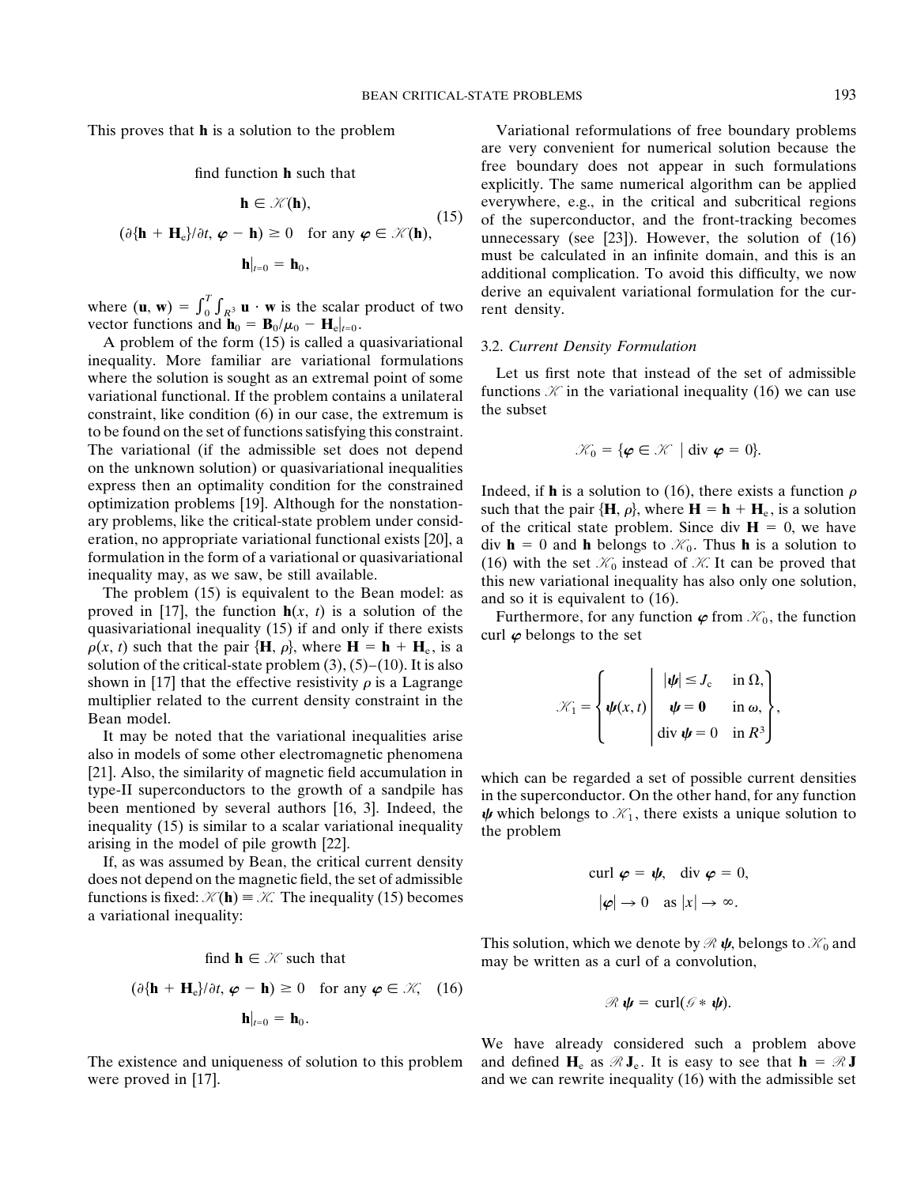This proves that $\mathbf{h}$ is a solution to the problem

$$
\begin{gathered}
\text{find function } \mathbf{h} \text{ such that} \\
\mathbf{h} \in \mathcal{K}(\mathbf{h}), \\
(\partial\{\mathbf{h} + \mathbf{H}_e\}/\partial t, \boldsymbol{\varphi} - \mathbf{h}) \geq 0 \quad \text{for any } \boldsymbol{\varphi} \in \mathcal{K}(\mathbf{h}), \\
\mathbf{h}|_{t=0} = \mathbf{h}_0,
\end{gathered}
\tag{15}
$$

where $(\mathbf{u}, \mathbf{w}) = \int_0^T \int_{R^3} \mathbf{u} \cdot \mathbf{w}$ is the scalar product of two vector functions and $\mathbf{h}_0 = \mathbf{B}_0/\mu_0 - \mathbf{H}_e|_{t=0}$.

A problem of the form (15) is called a quasivariational inequality. More familiar are variational formulations where the solution is sought as an extremal point of some variational functional. If the problem contains a unilateral constraint, like condition (6) in our case, the extremum is to be found on the set of functions satisfying this constraint. The variational (if the admissible set does not depend on the unknown solution) or quasivariational inequalities express then an optimality condition for the constrained optimization problems [19]. Although for the nonstationary problems, like the critical-state problem under consideration, no appropriate variational functional exists [20], a formulation in the form of a variational or quasivariational inequality may, as we saw, be still available.

The problem (15) is equivalent to the Bean model: as proved in [17], the function $\mathbf{h}(x, t)$ is a solution of the quasivariational inequality (15) if and only if there exists $\rho(x, t)$ such that the pair $\{\mathbf{H}, \rho\}$, where $\mathbf{H} = \mathbf{h} + \mathbf{H}_e$, is a solution of the critical-state problem (3), (5)–(10). It is also shown in [17] that the effective resistivity $\rho$ is a Lagrange multiplier related to the current density constraint in the Bean model.

It may be noted that the variational inequalities arise also in models of some other electromagnetic phenomena [21]. Also, the similarity of magnetic field accumulation in type-II superconductors to the growth of a sandpile has been mentioned by several authors [16, 3]. Indeed, the inequality (15) is similar to a scalar variational inequality arising in the model of pile growth [22].

If, as was assumed by Bean, the critical current density does not depend on the magnetic field, the set of admissible functions is fixed: $\mathcal{K}(\mathbf{h}) \equiv \mathcal{K}$. The inequality (15) becomes a variational inequality:

$$
\begin{gathered}
\text{find } \mathbf{h} \in \mathcal{K} \text{ such that} \\
(\partial\{\mathbf{h} + \mathbf{H}_e\}/\partial t, \boldsymbol{\varphi} - \mathbf{h}) \geq 0 \quad \text{for any } \boldsymbol{\varphi} \in \mathcal{K}; \\
\mathbf{h}|_{t=0} = \mathbf{h}_0.
\end{gathered}
\tag{16}
$$

The existence and uniqueness of solution to this problem were proved in [17].

Variational reformulations of free boundary problems are very convenient for numerical solution because the free boundary does not appear in such formulations explicitly. The same numerical algorithm can be applied everywhere, e.g., in the critical and subcritical regions of the superconductor, and the front-tracking becomes unnecessary (see [23]). However, the solution of (16) must be calculated in an infinite domain, and this is an additional complication. To avoid this difficulty, we now derive an equivalent variational formulation for the current density.

### 3.2. *Current Density Formulation*

Let us first note that instead of the set of admissible functions $\mathcal{K}$ in the variational inequality (16) we can use the subset

$$
\mathcal{K}_0 = \{\boldsymbol{\varphi} \in \mathcal{K} \mid \operatorname{div} \boldsymbol{\varphi} = 0\}.
$$

Indeed, if $\mathbf{h}$ is a solution to (16), there exists a function $\rho$ such that the pair $\{\mathbf{H}, \rho\}$, where $\mathbf{H} = \mathbf{h} + \mathbf{H}_e$, is a solution of the critical state problem. Since $\operatorname{div} \mathbf{H} = 0$, we have $\operatorname{div} \mathbf{h} = 0$ and $\mathbf{h}$ belongs to $\mathcal{K}_0$. Thus $\mathbf{h}$ is a solution to (16) with the set $\mathcal{K}_0$ instead of $\mathcal{K}$. It can be proved that this new variational inequality has also only one solution, and so it is equivalent to (16).

Furthermore, for any function $\boldsymbol{\varphi}$ from $\mathcal{K}_0$, the function $\operatorname{curl} \boldsymbol{\varphi}$ belongs to the set

$$
\mathcal{K}_1 = \left\{ \boldsymbol{\psi}(x, t) \;\middle|\; \begin{array}{ll} |\boldsymbol{\psi}| \leq J_c & \text{in } \Omega, \\ \boldsymbol{\psi} = \mathbf{0} & \text{in } \omega, \\ \operatorname{div} \boldsymbol{\psi} = 0 & \text{in } R^3 \end{array} \right\},
$$

which can be regarded a set of possible current densities in the superconductor. On the other hand, for any function $\boldsymbol{\psi}$ which belongs to $\mathcal{K}_1$, there exists a unique solution to the problem

$$
\begin{gathered}
\operatorname{curl} \boldsymbol{\varphi} = \boldsymbol{\psi}, \quad \operatorname{div} \boldsymbol{\varphi} = 0, \\
|\boldsymbol{\varphi}| \to 0 \quad \text{as } |x| \to \infty.
\end{gathered}
$$

This solution, which we denote by $\mathcal{R}\,\boldsymbol{\psi}$, belongs to $\mathcal{K}_0$ and may be written as a curl of a convolution,

$$
\mathcal{R}\,\boldsymbol{\psi} = \operatorname{curl}(\mathcal{G} * \boldsymbol{\psi}).
$$

We have already considered such a problem above and defined $\mathbf{H}_e$ as $\mathcal{R}\,\mathbf{J}_e$. It is easy to see that $\mathbf{h} = \mathcal{R}\,\mathbf{J}$ and we can rewrite inequality (16) with the admissible set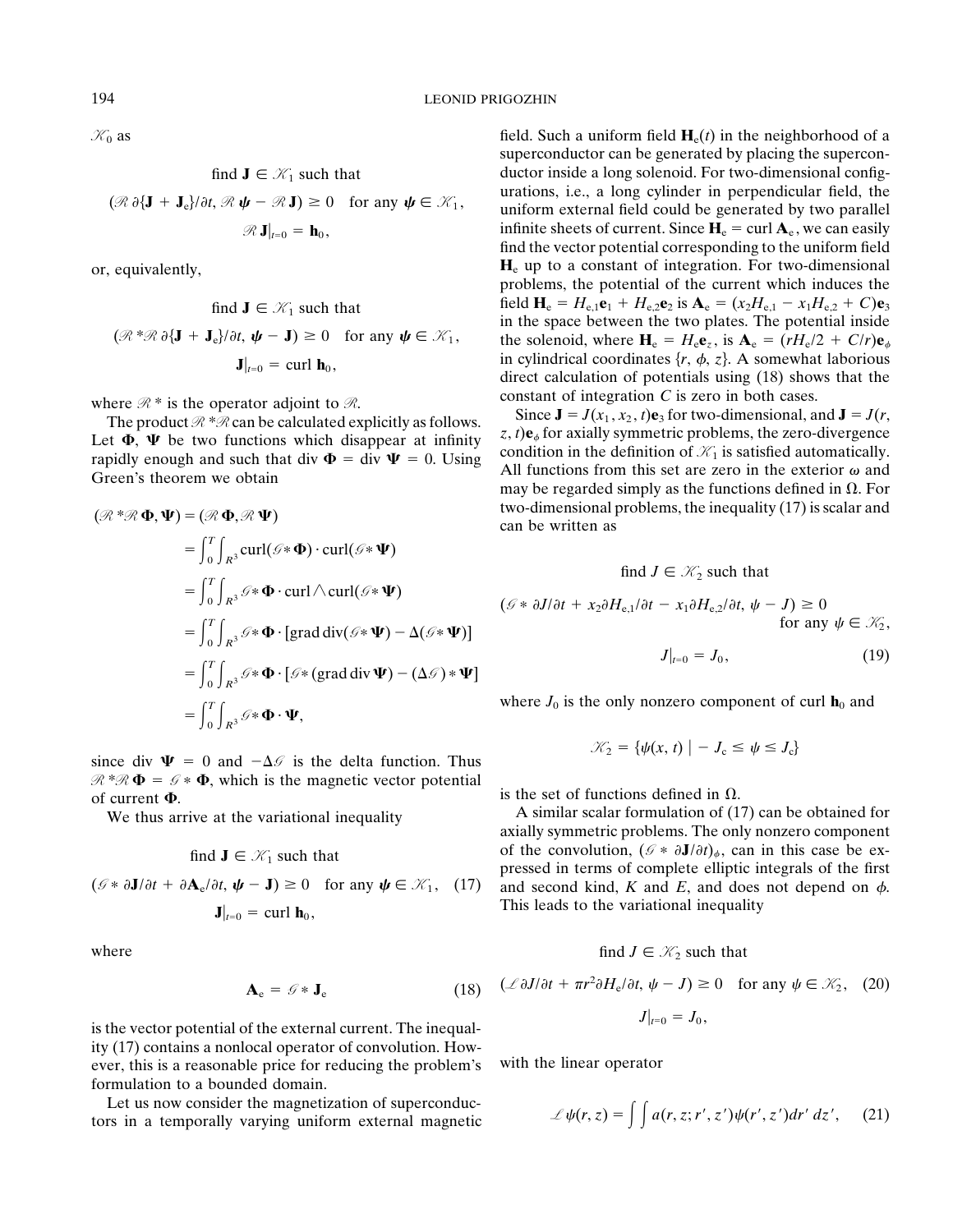$\mathcal{K}_0$ as

$$\text{find } \mathbf{J} \in \mathcal{K}_1 \text{ such that}$$
$$(\mathcal{R}\, \partial\{\mathbf{J} + \mathbf{J}_e\}/\partial t, \mathcal{R}\,\boldsymbol{\psi} - \mathcal{R}\,\mathbf{J}) \geq 0 \quad \text{for any } \boldsymbol{\psi} \in \mathcal{K}_1,$$
$$\mathcal{R}\,\mathbf{J}|_{t=0} = \mathbf{h}_0,$$

or, equivalently,

$$\text{find } \mathbf{J} \in \mathcal{K}_1 \text{ such that}$$
$$(\mathcal{R}^*\mathcal{R}\, \partial\{\mathbf{J} + \mathbf{J}_e\}/\partial t, \boldsymbol{\psi} - \mathbf{J}) \geq 0 \quad \text{for any } \boldsymbol{\psi} \in \mathcal{K}_1,$$
$$\mathbf{J}|_{t=0} = \text{curl } \mathbf{h}_0,$$

where $\mathcal{R}^*$ is the operator adjoint to $\mathcal{R}$.

The product $\mathcal{R}^*\mathcal{R}$ can be calculated explicitly as follows. Let $\mathbf{\Phi}$, $\mathbf{\Psi}$ be two functions which disappear at infinity rapidly enough and such that div $\mathbf{\Phi}$ = div $\mathbf{\Psi} = 0$. Using Green's theorem we obtain

$$\begin{aligned}
(\mathcal{R}^*\mathcal{R}\,\mathbf{\Phi}, \mathbf{\Psi}) &= (\mathcal{R}\,\mathbf{\Phi}, \mathcal{R}\,\mathbf{\Psi}) \\
&= \int_0^T \int_{R^3} \text{curl}(\mathcal{G} * \mathbf{\Phi}) \cdot \text{curl}(\mathcal{G} * \mathbf{\Psi}) \\
&= \int_0^T \int_{R^3} \mathcal{G} * \mathbf{\Phi} \cdot \text{curl} \wedge \text{curl}(\mathcal{G} * \mathbf{\Psi}) \\
&= \int_0^T \int_{R^3} \mathcal{G} * \mathbf{\Phi} \cdot [\text{grad div}(\mathcal{G} * \mathbf{\Psi}) - \Delta(\mathcal{G} * \mathbf{\Psi})] \\
&= \int_0^T \int_{R^3} \mathcal{G} * \mathbf{\Phi} \cdot [\mathcal{G} * (\text{grad div}\, \mathbf{\Psi}) - (\Delta\mathcal{G}) * \mathbf{\Psi}] \\
&= \int_0^T \int_{R^3} \mathcal{G} * \mathbf{\Phi} \cdot \mathbf{\Psi},
\end{aligned}$$

since div $\mathbf{\Psi} = 0$ and $-\Delta\mathcal{G}$ is the delta function. Thus $\mathcal{R}^*\mathcal{R}\,\mathbf{\Phi} = \mathcal{G} * \mathbf{\Phi}$, which is the magnetic vector potential of current $\mathbf{\Phi}$.

We thus arrive at the variational inequality

$$\begin{aligned}
&\text{find } \mathbf{J} \in \mathcal{K}_1 \text{ such that} \\
&(\mathcal{G} * \partial\mathbf{J}/\partial t + \partial\mathbf{A}_e/\partial t, \boldsymbol{\psi} - \mathbf{J}) \geq 0 \quad \text{for any } \boldsymbol{\psi} \in \mathcal{K}_1, \qquad (17) \\
&\mathbf{J}|_{t=0} = \text{curl } \mathbf{h}_0,
\end{aligned}$$

where

$$\mathbf{A}_e = \mathcal{G} * \mathbf{J}_e \tag{18}$$

is the vector potential of the external current. The inequality (17) contains a nonlocal operator of convolution. However, this is a reasonable price for reducing the problem's formulation to a bounded domain.

Let us now consider the magnetization of superconductors in a temporally varying uniform external magnetic field. Such a uniform field $\mathbf{H}_e(t)$ in the neighborhood of a superconductor can be generated by placing the superconductor inside a long solenoid. For two-dimensional configurations, i.e., a long cylinder in perpendicular field, the uniform external field could be generated by two parallel infinite sheets of current. Since $\mathbf{H}_e = \text{curl } \mathbf{A}_e$, we can easily find the vector potential corresponding to the uniform field $\mathbf{H}_e$ up to a constant of integration. For two-dimensional problems, the potential of the current which induces the field $\mathbf{H}_e = H_{e,1}\mathbf{e}_1 + H_{e,2}\mathbf{e}_2$ is $\mathbf{A}_e = (x_2 H_{e,1} - x_1 H_{e,2} + C)\mathbf{e}_3$ in the space between the two plates. The potential inside the solenoid, where $\mathbf{H}_e = H_e \mathbf{e}_z$, is $\mathbf{A}_e = (rH_e/2 + C/r)\mathbf{e}_\phi$ in cylindrical coordinates $\{r, \phi, z\}$. A somewhat laborious direct calculation of potentials using (18) shows that the constant of integration $C$ is zero in both cases.

Since $\mathbf{J} = J(x_1, x_2, t)\mathbf{e}_3$ for two-dimensional, and $\mathbf{J} = J(r, z, t)\mathbf{e}_\phi$ for axially symmetric problems, the zero-divergence condition in the definition of $\mathcal{K}_1$ is satisfied automatically. All functions from this set are zero in the exterior $\omega$ and may be regarded simply as the functions defined in $\Omega$. For two-dimensional problems, the inequality (17) is scalar and can be written as

$$\begin{aligned}
&\text{find } J \in \mathcal{K}_2 \text{ such that} \\
&(\mathcal{G} * \partial J/\partial t + x_2 \partial H_{e,1}/\partial t - x_1 \partial H_{e,2}/\partial t, \psi - J) \geq 0 \\
&\qquad\qquad\qquad\qquad\qquad\qquad \text{for any } \psi \in \mathcal{K}_2, \\
&J|_{t=0} = J_0, \qquad (19)
\end{aligned}$$

where $J_0$ is the only nonzero component of curl $\mathbf{h}_0$ and

$$\mathcal{K}_2 = \{\psi(x, t) \mid -J_c \leq \psi \leq J_c\}$$

is the set of functions defined in $\Omega$.

A similar scalar formulation of (17) can be obtained for axially symmetric problems. The only nonzero component of the convolution, $(\mathcal{G} * \partial\mathbf{J}/\partial t)_\phi$, can in this case be expressed in terms of complete elliptic integrals of the first and second kind, $K$ and $E$, and does not depend on $\phi$. This leads to the variational inequality

$$\begin{aligned}
&\text{find } J \in \mathcal{K}_2 \text{ such that} \\
&(\mathcal{L}\, \partial J/\partial t + \pi r^2 \partial H_e/\partial t, \psi - J) \geq 0 \quad \text{for any } \psi \in \mathcal{K}_2, \qquad (20) \\
&J|_{t=0} = J_0,
\end{aligned}$$

with the linear operator

$$\mathcal{L}\,\psi(r, z) = \int\int a(r, z; r', z')\psi(r', z')dr'\, dz', \tag{21}$$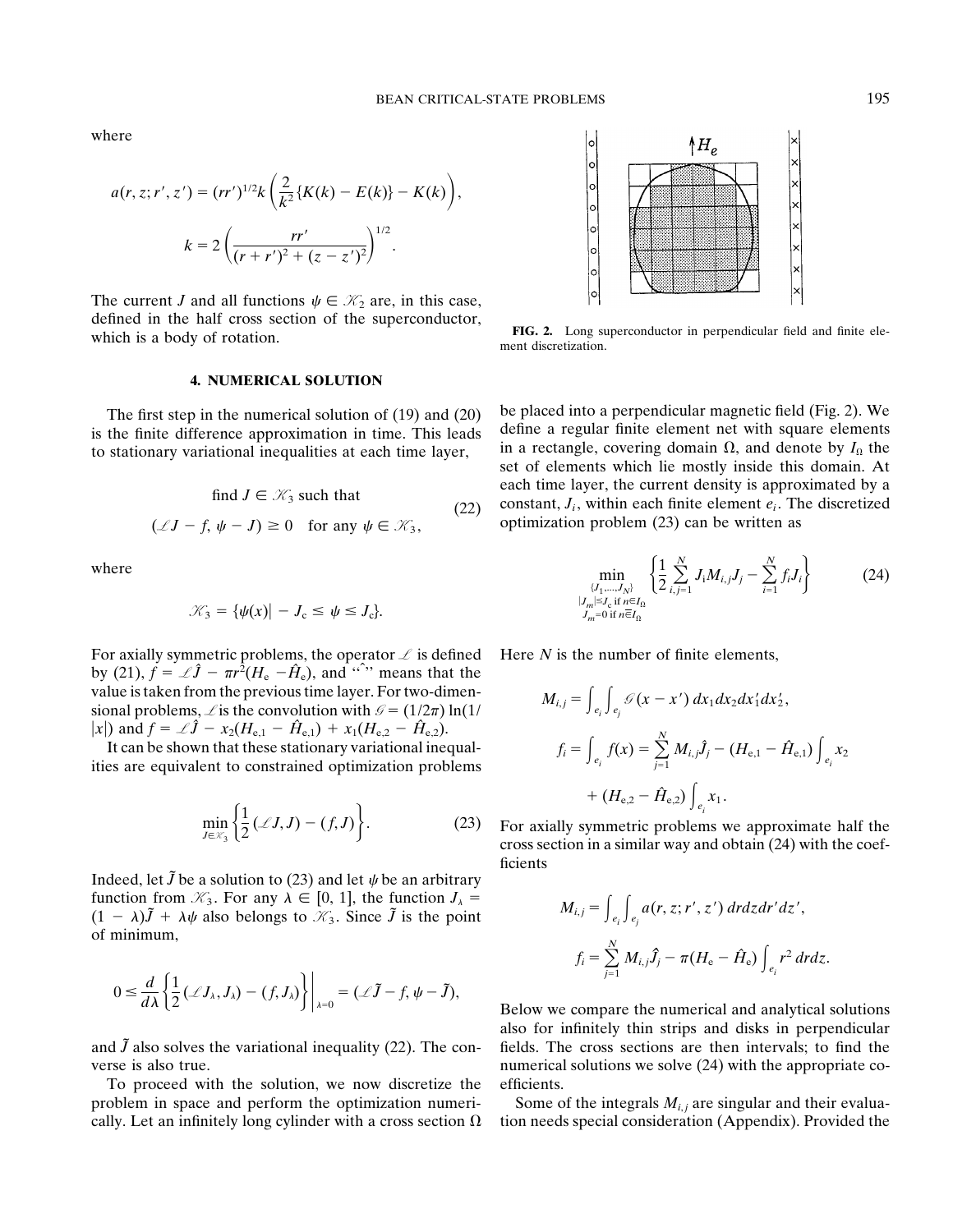where

$$a(r, z; r', z') = (rr')^{1/2} k \left( \frac{2}{k^2} \{K(k) - E(k)\} - K(k) \right),$$

$$k = 2 \left( \frac{rr'}{(r + r')^2 + (z - z')^2} \right)^{1/2}.$$

The current $J$ and all functions $\psi \in \mathcal{K}_2$ are, in this case, defined in the half cross section of the superconductor, which is a body of rotation.

## 4. NUMERICAL SOLUTION

The first step in the numerical solution of (19) and (20) is the finite difference approximation in time. This leads to stationary variational inequalities at each time layer,

$$\begin{gathered} \text{find } J \in \mathcal{K}_3 \text{ such that} \\ (\mathcal{L}J - f, \psi - J) \geq 0 \quad \text{for any } \psi \in \mathcal{K}_3, \end{gathered} \tag{22}$$

where

$$\mathcal{K}_3 = \{\psi(x) | -J_c \leq \psi \leq J_c\}.$$

For axially symmetric problems, the operator $\mathcal{L}$ is defined by (21), $f = \mathcal{L}\hat{J} - \pi r^2 (H_e - \hat{H}_e)$, and "$\hat{\ }$" means that the value is taken from the previous time layer. For two-dimensional problems, $\mathcal{L}$ is the convolution with $\mathcal{G} = (1/2\pi) \ln(1/|x|)$ and $f = \mathcal{L}\hat{J} - x_2(H_{e,1} - \hat{H}_{e,1}) + x_1(H_{e,2} - \hat{H}_{e,2})$.

It can be shown that these stationary variational inequalities are equivalent to constrained optimization problems

$$\min_{J \in \mathcal{K}_3} \left\{ \frac{1}{2} (\mathcal{L}J, J) - (f, J) \right\}. \tag{23}$$

Indeed, let $\tilde{J}$ be a solution to (23) and let $\psi$ be an arbitrary function from $\mathcal{K}_3$. For any $\lambda \in [0, 1]$, the function $J_\lambda = (1 - \lambda)\tilde{J} + \lambda\psi$ also belongs to $\mathcal{K}_3$. Since $\tilde{J}$ is the point of minimum,

$$0 \leq \frac{d}{d\lambda} \left\{ \frac{1}{2} (\mathcal{L}J_\lambda, J_\lambda) - (f, J_\lambda) \right\} \Bigg|_{\lambda=0} = (\mathcal{L}\tilde{J} - f, \psi - \tilde{J}),$$

and $\tilde{J}$ also solves the variational inequality (22). The converse is also true.

To proceed with the solution, we now discretize the problem in space and perform the optimization numerically. Let an infinitely long cylinder with a cross section $\Omega$ be placed into a perpendicular magnetic field (Fig. 2). We define a regular finite element net with square elements in a rectangle, covering domain $\Omega$, and denote by $I_\Omega$ the set of elements which lie mostly inside this domain. At each time layer, the current density is approximated by a constant, $J_i$, within each finite element $e_i$. The discretized optimization problem (23) can be written as

FIG. 2. Long superconductor in perpendicular field and finite element discretization.

$$\min_{\substack{\{J_1, \ldots, J_N\} \\ |J_m| \leq J_c \text{ if } n \in I_\Omega \\ J_m = 0 \text{ if } n \overline{\in} I_\Omega}} \left\{ \frac{1}{2} \sum_{i,j=1}^{N} J_i M_{i,j} J_j - \sum_{i=1}^{N} f_i J_i \right\} \tag{24}$$

Here $N$ is the number of finite elements,

$$M_{i,j} = \int_{e_i} \int_{e_j} \mathcal{G}(x - x') \, dx_1 dx_2 dx'_1 dx'_2,$$

$$f_i = \int_{e_i} f(x) = \sum_{j=1}^{N} M_{i,j} \hat{J}_j - (H_{e,1} - \hat{H}_{e,1}) \int_{e_i} x_2 + (H_{e,2} - \hat{H}_{e,2}) \int_{e_i} x_1.$$

For axially symmetric problems we approximate half the cross section in a similar way and obtain (24) with the coefficients

$$M_{i,j} = \int_{e_i} \int_{e_j} a(r, z; r', z') \, dr dz dr' dz',$$

$$f_i = \sum_{j=1}^{N} M_{i,j} \hat{J}_j - \pi (H_e - \hat{H}_e) \int_{e_i} r^2 \, dr dz.$$

Below we compare the numerical and analytical solutions also for infinitely thin strips and disks in perpendicular fields. The cross sections are then intervals; to find the numerical solutions we solve (24) with the appropriate coefficients.

Some of the integrals $M_{i,j}$ are singular and their evaluation needs special consideration (Appendix). Provided the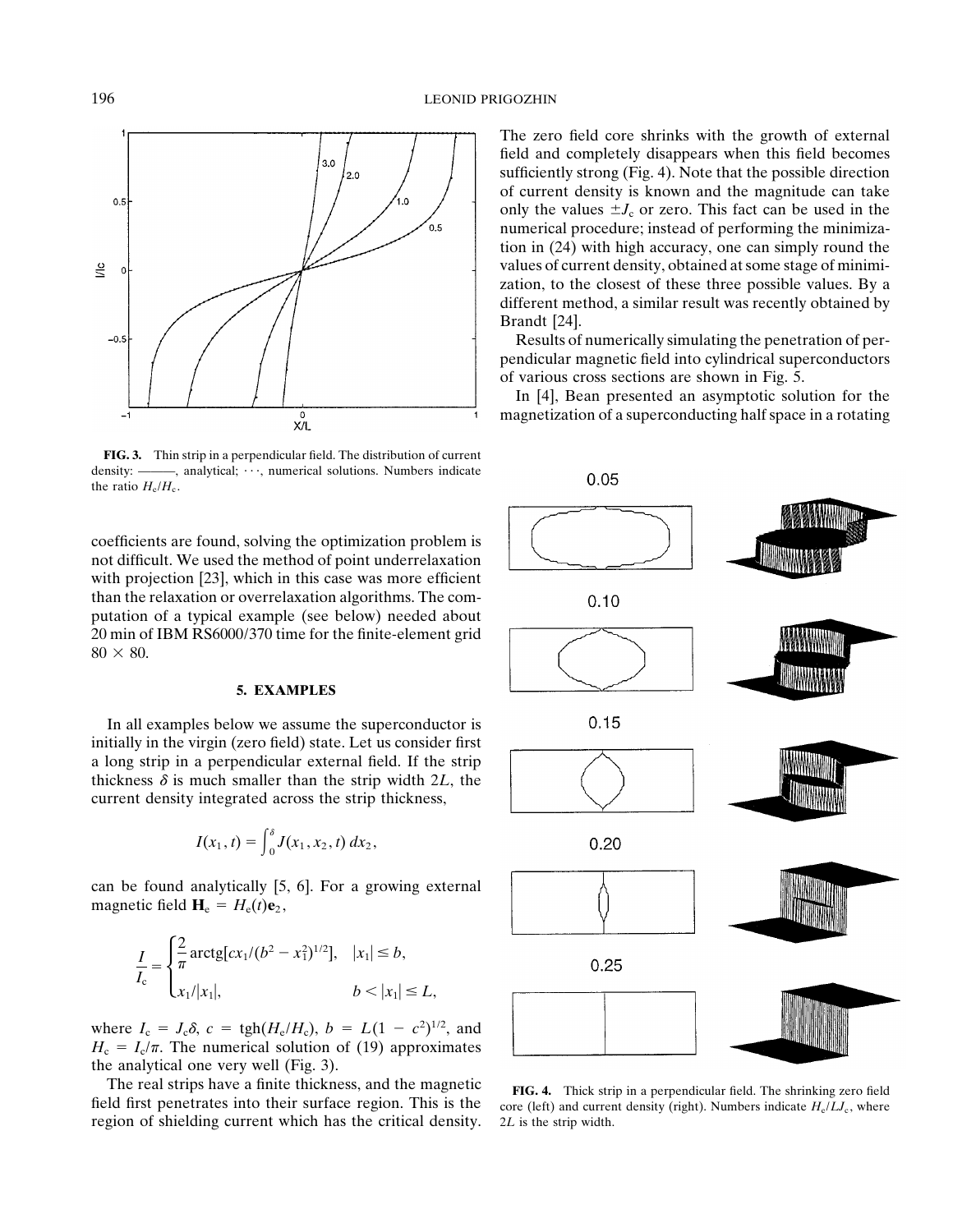FIG. 3. Thin strip in a perpendicular field. The distribution of current density: ———, analytical; · · ·, numerical solutions. Numbers indicate the ratio $H_e/H_c$.

coefficients are found, solving the optimization problem is not difficult. We used the method of point underrelaxation with projection [23], which in this case was more efficient than the relaxation or overrelaxation algorithms. The computation of a typical example (see below) needed about 20 min of IBM RS6000/370 time for the finite-element grid $80 \times 80$.

## 5. EXAMPLES

In all examples below we assume the superconductor is initially in the virgin (zero field) state. Let us consider first a long strip in a perpendicular external field. If the strip thickness $\delta$ is much smaller than the strip width $2L$, the current density integrated across the strip thickness,

$$I(x_1, t) = \int_0^{\delta} J(x_1, x_2, t)\, dx_2,$$

can be found analytically [5, 6]. For a growing external magnetic field $\mathbf{H}_e = H_e(t)\mathbf{e}_2$,

$$\frac{I}{I_c} = \begin{cases} \dfrac{2}{\pi}\,\mathrm{arctg}[cx_1/(b^2 - x_1^2)^{1/2}], & |x_1| \le b, \\ x_1/|x_1|, & b < |x_1| \le L, \end{cases}$$

where $I_c = J_c\delta$, $c = \mathrm{tgh}(H_e/H_c)$, $b = L(1 - c^2)^{1/2}$, and $H_c = I_c/\pi$. The numerical solution of (19) approximates the analytical one very well (Fig. 3).

The real strips have a finite thickness, and the magnetic field first penetrates into their surface region. This is the region of shielding current which has the critical density. The zero field core shrinks with the growth of external field and completely disappears when this field becomes sufficiently strong (Fig. 4). Note that the possible direction of current density is known and the magnitude can take only the values $\pm J_c$ or zero. This fact can be used in the numerical procedure; instead of performing the minimization in (24) with high accuracy, one can simply round the values of current density, obtained at some stage of minimization, to the closest of these three possible values. By a different method, a similar result was recently obtained by Brandt [24].

Results of numerically simulating the penetration of perpendicular magnetic field into cylindrical superconductors of various cross sections are shown in Fig. 5.

In [4], Bean presented an asymptotic solution for the magnetization of a superconducting half space in a rotating

FIG. 4. Thick strip in a perpendicular field. The shrinking zero field core (left) and current density (right). Numbers indicate $H_e/LJ_c$, where $2L$ is the strip width.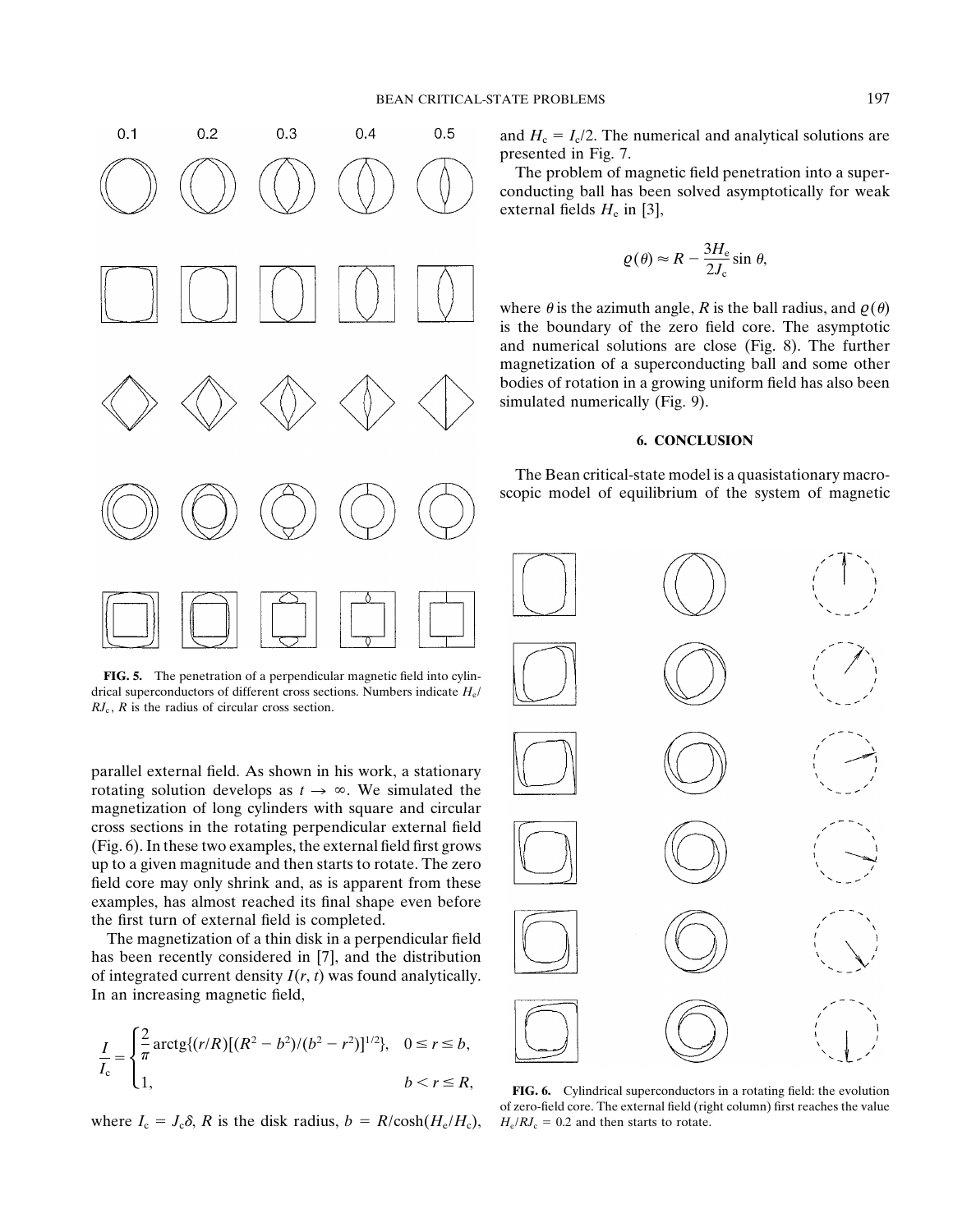0.1 0.2 0.3 0.4 0.5

**FIG. 5.** The penetration of a perpendicular magnetic field into cylindrical superconductors of different cross sections. Numbers indicate $H_e/RJ_c$, $R$ is the radius of circular cross section.

parallel external field. As shown in his work, a stationary rotating solution develops as $t \to \infty$. We simulated the magnetization of long cylinders with square and circular cross sections in the rotating perpendicular external field (Fig. 6). In these two examples, the external field first grows up to a given magnitude and then starts to rotate. The zero field core may only shrink and, as is apparent from these examples, has almost reached its final shape even before the first turn of external field is completed.

The magnetization of a thin disk in a perpendicular field has been recently considered in [7], and the distribution of integrated current density $I(r, t)$ was found analytically. In an increasing magnetic field,

$$\frac{I}{I_c} = \begin{cases} \dfrac{2}{\pi} \operatorname{arctg}\{(r/R)[(R^2 - b^2)/(b^2 - r^2)]^{1/2}\}, & 0 \leq r \leq b, \\ 1, & b < r \leq R, \end{cases}$$

where $I_c = J_c\delta$, $R$ is the disk radius, $b = R/\cosh(H_e/H_c)$, and $H_c = I_c/2$. The numerical and analytical solutions are presented in Fig. 7.

The problem of magnetic field penetration into a superconducting ball has been solved asymptotically for weak external fields $H_e$ in [3],

$$\varrho(\theta) \approx R - \frac{3H_e}{2J_c}\sin\theta,$$

where $\theta$ is the azimuth angle, $R$ is the ball radius, and $\varrho(\theta)$ is the boundary of the zero field core. The asymptotic and numerical solutions are close (Fig. 8). The further magnetization of a superconducting ball and some other bodies of rotation in a growing uniform field has also been simulated numerically (Fig. 9).

## 6. CONCLUSION

The Bean critical-state model is a quasistationary macroscopic model of equilibrium of the system of magnetic

**FIG. 6.** Cylindrical superconductors in a rotating field: the evolution of zero-field core. The external field (right column) first reaches the value $H_e/RJ_c = 0.2$ and then starts to rotate.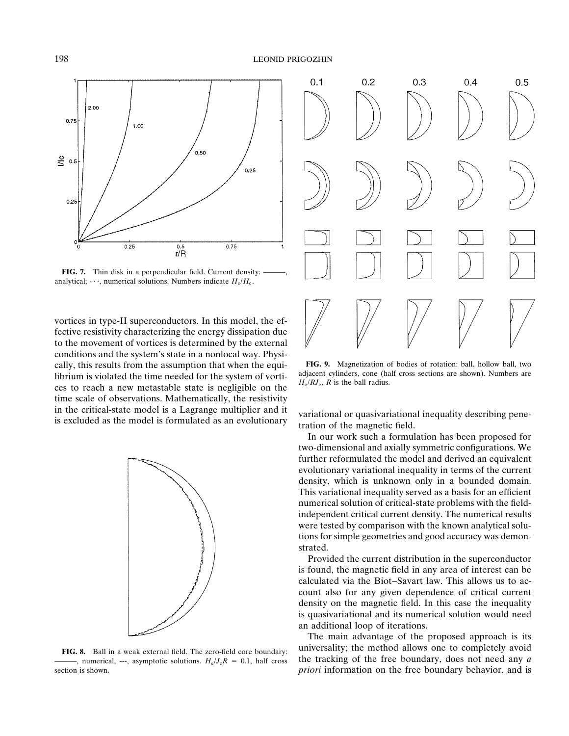**FIG. 7.** Thin disk in a perpendicular field. Current density: ———, analytical; · · ·, numerical solutions. Numbers indicate $H_e/H_c$.

**FIG. 9.** Magnetization of bodies of rotation: ball, hollow ball, two adjacent cylinders, cone (half cross sections are shown). Numbers are $H_e/RJ_c$, $R$ is the ball radius.

**FIG. 8.** Ball in a weak external field. The zero-field core boundary: ———, numerical, ---, asymptotic solutions. $H_e/J_cR = 0.1$, half cross section is shown.

vortices in type-II superconductors. In this model, the effective resistivity characterizing the energy dissipation due to the movement of vortices is determined by the external conditions and the system's state in a nonlocal way. Physically, this results from the assumption that when the equilibrium is violated the time needed for the system of vortices to reach a new metastable state is negligible on the time scale of observations. Mathematically, the resistivity in the critical-state model is a Lagrange multiplier and it is excluded as the model is formulated as an evolutionary variational or quasivariational inequality describing penetration of the magnetic field.

In our work such a formulation has been proposed for two-dimensional and axially symmetric configurations. We further reformulated the model and derived an equivalent evolutionary variational inequality in terms of the current density, which is unknown only in a bounded domain. This variational inequality served as a basis for an efficient numerical solution of critical-state problems with the field-independent critical current density. The numerical results were tested by comparison with the known analytical solutions for simple geometries and good accuracy was demonstrated.

Provided the current distribution in the superconductor is found, the magnetic field in any area of interest can be calculated via the Biot–Savart law. This allows us to account also for any given dependence of critical current density on the magnetic field. In this case the inequality is quasivariational and its numerical solution would need an additional loop of iterations.

The main advantage of the proposed approach is its universality; the method allows one to completely avoid the tracking of the free boundary, does not need any *a priori* information on the free boundary behavior, and is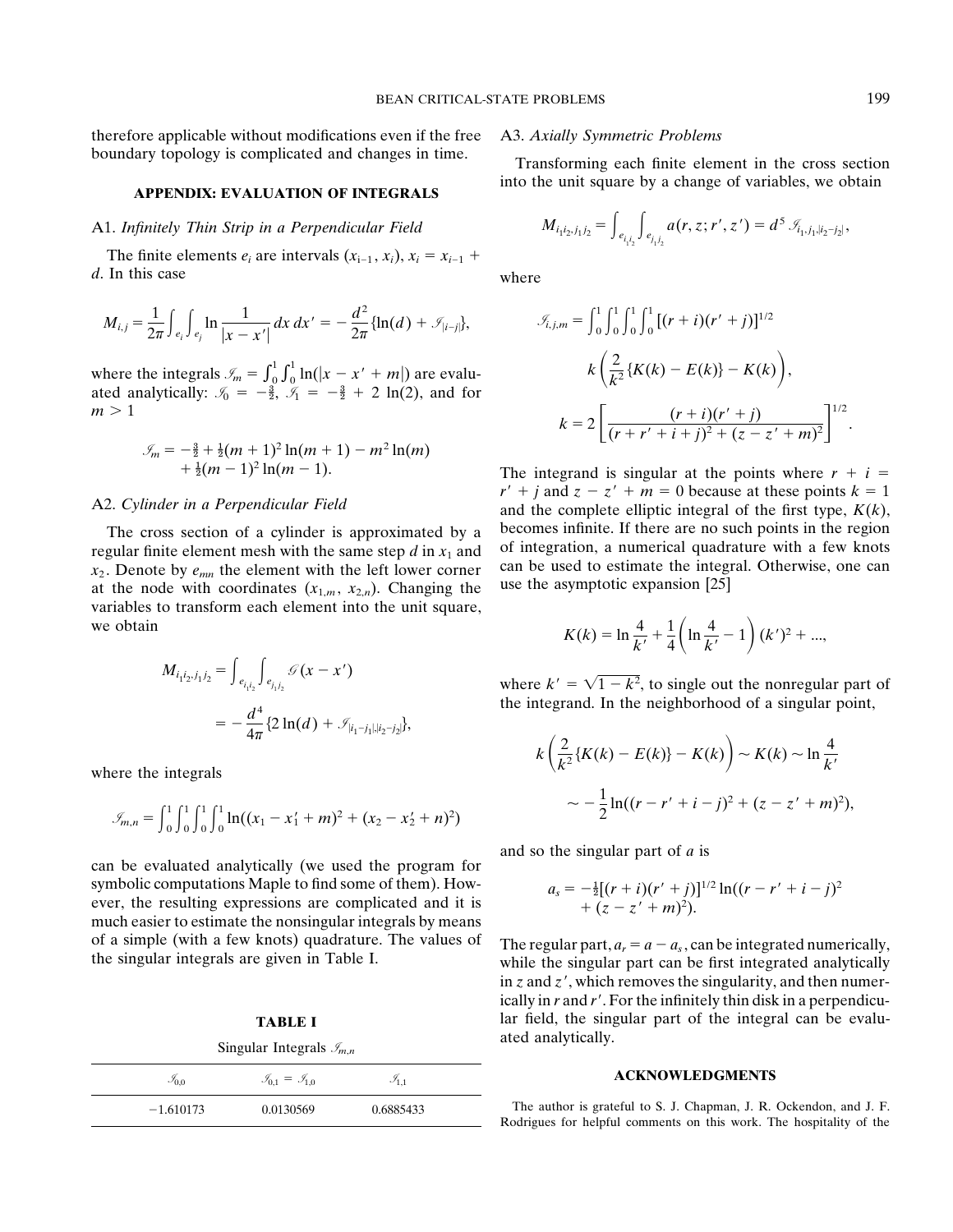therefore applicable without modifications even if the free boundary topology is complicated and changes in time.

## APPENDIX: EVALUATION OF INTEGRALS

### A1. *Infinitely Thin Strip in a Perpendicular Field*

The finite elements $e_i$ are intervals $(x_{i-1}, x_i)$, $x_i = x_{i-1} + d$. In this case

$$M_{i,j} = \frac{1}{2\pi}\int_{e_i}\int_{e_j} \ln\frac{1}{|x-x'|}\,dx\,dx' = -\frac{d^2}{2\pi}\{\ln(d) + \mathscr{I}_{|i-j|}\},$$

where the integrals $\mathscr{I}_m = \int_0^1\int_0^1 \ln(|x - x' + m|)$ are evaluated analytically: $\mathscr{I}_0 = -\frac{3}{2}$, $\mathscr{I}_1 = -\frac{3}{2} + 2\ln(2)$, and for $m > 1$

$$\mathscr{I}_m = -\tfrac{3}{2} + \tfrac{1}{2}(m+1)^2\ln(m+1) - m^2\ln(m) + \tfrac{1}{2}(m-1)^2\ln(m-1).$$

### A2. *Cylinder in a Perpendicular Field*

The cross section of a cylinder is approximated by a regular finite element mesh with the same step $d$ in $x_1$ and $x_2$. Denote by $e_{mn}$ the element with the left lower corner at the node with coordinates $(x_{1,m}, x_{2,n})$. Changing the variables to transform each element into the unit square, we obtain

$$M_{i_1i_2,j_1j_2} = \int_{e_{i_1i_2}}\int_{e_{j_1j_2}} \mathscr{G}(x - x') = -\frac{d^4}{4\pi}\{2\ln(d) + \mathscr{I}_{|i_1-j_1|,|i_2-j_2|}\},$$

where the integrals

$$\mathscr{I}_{m,n} = \int_0^1\int_0^1\int_0^1\int_0^1 \ln((x_1 - x_1' + m)^2 + (x_2 - x_2' + n)^2)$$

can be evaluated analytically (we used the program for symbolic computations Maple to find some of them). However, the resulting expressions are complicated and it is much easier to estimate the nonsingular integrals by means of a simple (with a few knots) quadrature. The values of the singular integrals are given in Table I.

**TABLE I**

Singular Integrals $\mathscr{I}_{m,n}$

| $\mathscr{I}_{0,0}$ | $\mathscr{I}_{0,1} = \mathscr{I}_{1,0}$ | $\mathscr{I}_{1,1}$ |
|---|---|---|
| −1.610173 | 0.0130569 | 0.6885433 |

### A3. *Axially Symmetric Problems*

Transforming each finite element in the cross section into the unit square by a change of variables, we obtain

$$M_{i_1i_2,j_1j_2} = \int_{e_{i_1i_2}}\int_{e_{j_1j_2}} a(r, z; r', z') = d^5\,\mathscr{I}_{i_1,j_1,|i_2-j_2|},$$

where

$$\mathscr{I}_{i,j,m} = \int_0^1\int_0^1\int_0^1\int_0^1 [(r+i)(r'+j)]^{1/2}\, k\left(\frac{2}{k^2}\{K(k) - E(k)\} - K(k)\right),$$

$$k = 2\left[\frac{(r+i)(r'+j)}{(r + r' + i + j)^2 + (z - z' + m)^2}\right]^{1/2}.$$

The integrand is singular at the points where $r + i = r' + j$ and $z - z' + m = 0$ because at these points $k = 1$ and the complete elliptic integral of the first type, $K(k)$, becomes infinite. If there are no such points in the region of integration, a numerical quadrature with a few knots can be used to estimate the integral. Otherwise, one can use the asymptotic expansion [25]

$$K(k) = \ln\frac{4}{k'} + \frac{1}{4}\left(\ln\frac{4}{k'} - 1\right)(k')^2 + ...,$$

where $k' = \sqrt{1 - k^2}$, to single out the nonregular part of the integrand. In the neighborhood of a singular point,

$$k\left(\frac{2}{k^2}\{K(k) - E(k)\} - K(k)\right) \sim K(k) \sim \ln\frac{4}{k'} \sim -\frac{1}{2}\ln((r - r' + i - j)^2 + (z - z' + m)^2),$$

and so the singular part of $a$ is

$$a_s = -\tfrac{1}{2}[(r+i)(r'+j)]^{1/2}\ln((r - r' + i - j)^2 + (z - z' + m)^2).$$

The regular part, $a_r = a - a_s$, can be integrated numerically, while the singular part can be first integrated analytically in $z$ and $z'$, which removes the singularity, and then numerically in $r$ and $r'$. For the infinitely thin disk in a perpendicular field, the singular part of the integral can be evaluated analytically.

## ACKNOWLEDGMENTS

The author is grateful to S. J. Chapman, J. R. Ockendon, and J. F. Rodrigues for helpful comments on this work. The hospitality of the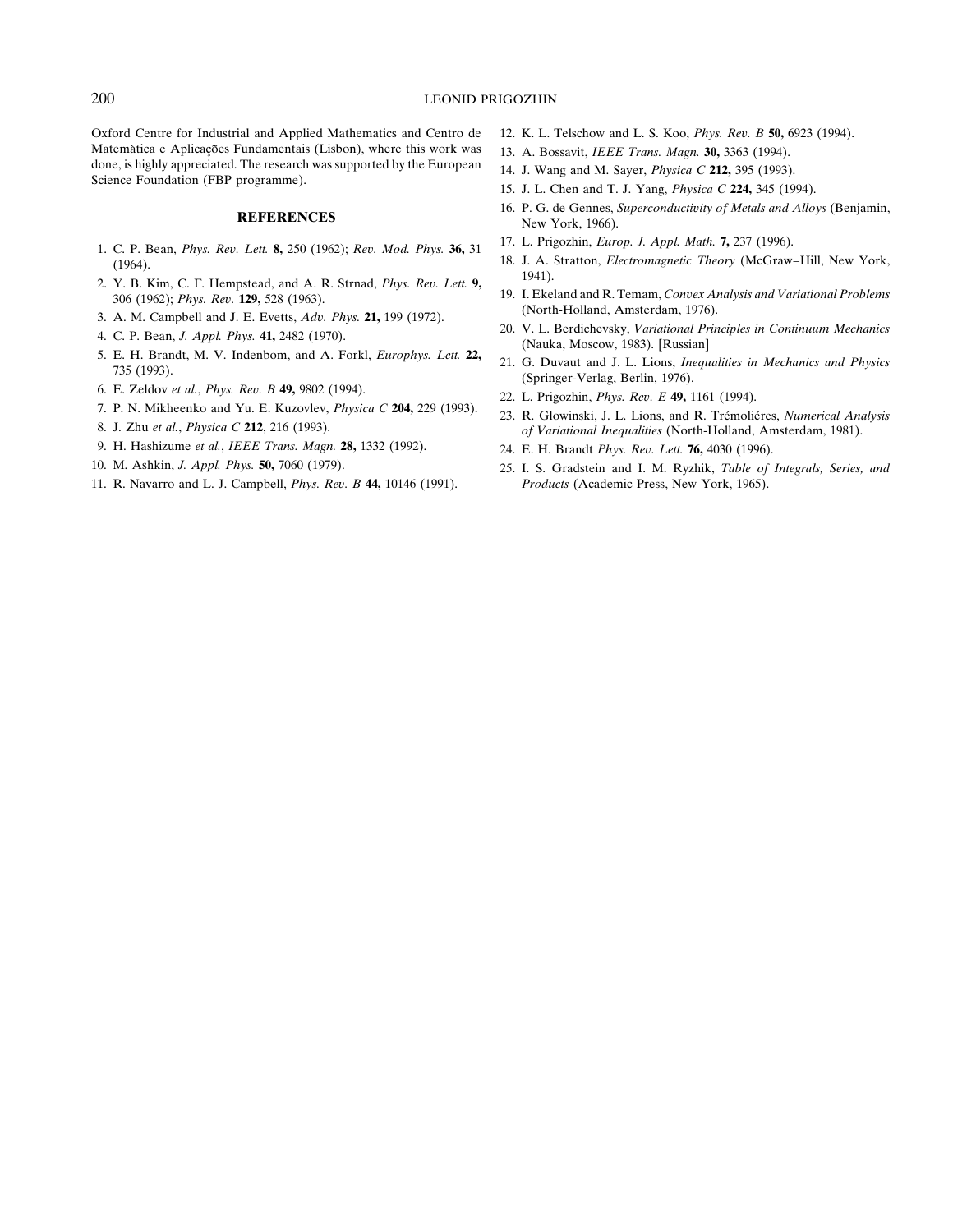Oxford Centre for Industrial and Applied Mathematics and Centro de Matemàtica e Aplicações Fundamentais (Lisbon), where this work was done, is highly appreciated. The research was supported by the European Science Foundation (FBP programme).

## REFERENCES

1. C. P. Bean, *Phys. Rev. Lett.* **8,** 250 (1962); *Rev. Mod. Phys.* **36,** 31 (1964).
2. Y. B. Kim, C. F. Hempstead, and A. R. Strnad, *Phys. Rev. Lett.* **9,** 306 (1962); *Phys. Rev.* **129,** 528 (1963).
3. A. M. Campbell and J. E. Evetts, *Adv. Phys.* **21,** 199 (1972).
4. C. P. Bean, *J. Appl. Phys.* **41,** 2482 (1970).
5. E. H. Brandt, M. V. Indenbom, and A. Forkl, *Europhys. Lett.* **22,** 735 (1993).
6. E. Zeldov *et al.*, *Phys. Rev. B* **49,** 9802 (1994).
7. P. N. Mikheenko and Yu. E. Kuzovlev, *Physica C* **204,** 229 (1993).
8. J. Zhu *et al.*, *Physica C* **212**, 216 (1993).
9. H. Hashizume *et al.*, *IEEE Trans. Magn.* **28,** 1332 (1992).
10. M. Ashkin, *J. Appl. Phys.* **50,** 7060 (1979).
11. R. Navarro and L. J. Campbell, *Phys. Rev. B* **44,** 10146 (1991).
12. K. L. Telschow and L. S. Koo, *Phys. Rev. B* **50,** 6923 (1994).
13. A. Bossavit, *IEEE Trans. Magn.* **30,** 3363 (1994).
14. J. Wang and M. Sayer, *Physica C* **212,** 395 (1993).
15. J. L. Chen and T. J. Yang, *Physica C* **224,** 345 (1994).
16. P. G. de Gennes, *Superconductivity of Metals and Alloys* (Benjamin, New York, 1966).
17. L. Prigozhin, *Europ. J. Appl. Math.* **7,** 237 (1996).
18. J. A. Stratton, *Electromagnetic Theory* (McGraw–Hill, New York, 1941).
19. I. Ekeland and R. Temam, *Convex Analysis and Variational Problems* (North-Holland, Amsterdam, 1976).
20. V. L. Berdichevsky, *Variational Principles in Continuum Mechanics* (Nauka, Moscow, 1983). [Russian]
21. G. Duvaut and J. L. Lions, *Inequalities in Mechanics and Physics* (Springer-Verlag, Berlin, 1976).
22. L. Prigozhin, *Phys. Rev. E* **49,** 1161 (1994).
23. R. Glowinski, J. L. Lions, and R. Trémoliéres, *Numerical Analysis of Variational Inequalities* (North-Holland, Amsterdam, 1981).
24. E. H. Brandt *Phys. Rev. Lett.* **76,** 4030 (1996).
25. I. S. Gradstein and I. M. Ryzhik, *Table of Integrals, Series, and Products* (Academic Press, New York, 1965).